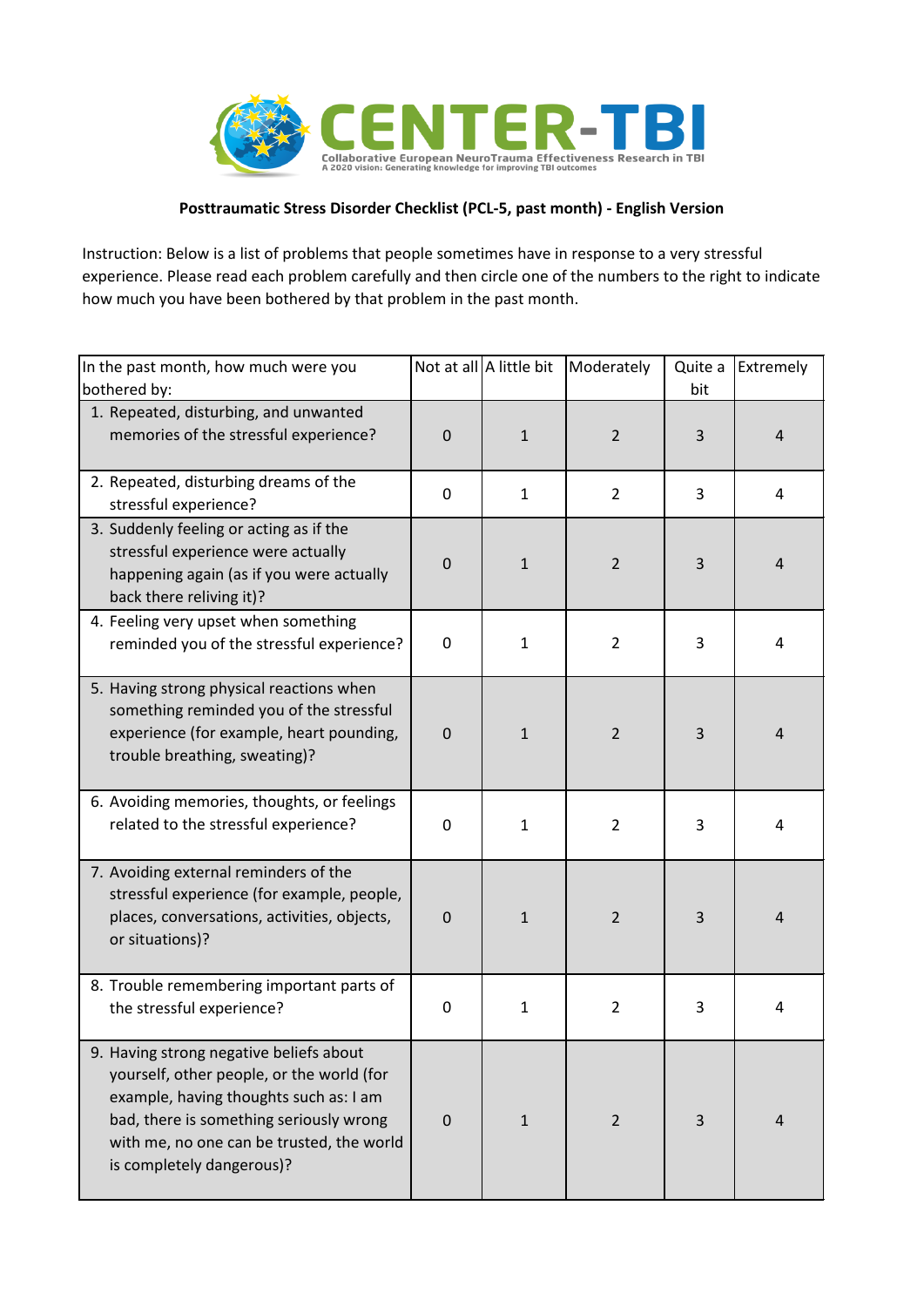CENTER-TBI

Collaborative European NeuroTrauma Effectiveness Research in TBI
A 2020 vision: Generating knowledge for improving TBI outcomes

**Posttraumatic Stress Disorder Checklist (PCL-5, past month) - English Version**

Instruction: Below is a list of problems that people sometimes have in response to a very stressful experience. Please read each problem carefully and then circle one of the numbers to the right to indicate how much you have been bothered by that problem in the past month.

| In the past month, how much were you bothered by: | Not at all | A little bit | Moderately | Quite a bit | Extremely |
|---|---|---|---|---|---|
| 1. Repeated, disturbing, and unwanted memories of the stressful experience? | 0 | 1 | 2 | 3 | 4 |
| 2. Repeated, disturbing dreams of the stressful experience? | 0 | 1 | 2 | 3 | 4 |
| 3. Suddenly feeling or acting as if the stressful experience were actually happening again (as if you were actually back there reliving it)? | 0 | 1 | 2 | 3 | 4 |
| 4. Feeling very upset when something reminded you of the stressful experience? | 0 | 1 | 2 | 3 | 4 |
| 5. Having strong physical reactions when something reminded you of the stressful experience (for example, heart pounding, trouble breathing, sweating)? | 0 | 1 | 2 | 3 | 4 |
| 6. Avoiding memories, thoughts, or feelings related to the stressful experience? | 0 | 1 | 2 | 3 | 4 |
| 7. Avoiding external reminders of the stressful experience (for example, people, places, conversations, activities, objects, or situations)? | 0 | 1 | 2 | 3 | 4 |
| 8. Trouble remembering important parts of the stressful experience? | 0 | 1 | 2 | 3 | 4 |
| 9. Having strong negative beliefs about yourself, other people, or the world (for example, having thoughts such as: I am bad, there is something seriously wrong with me, no one can be trusted, the world is completely dangerous)? | 0 | 1 | 2 | 3 | 4 |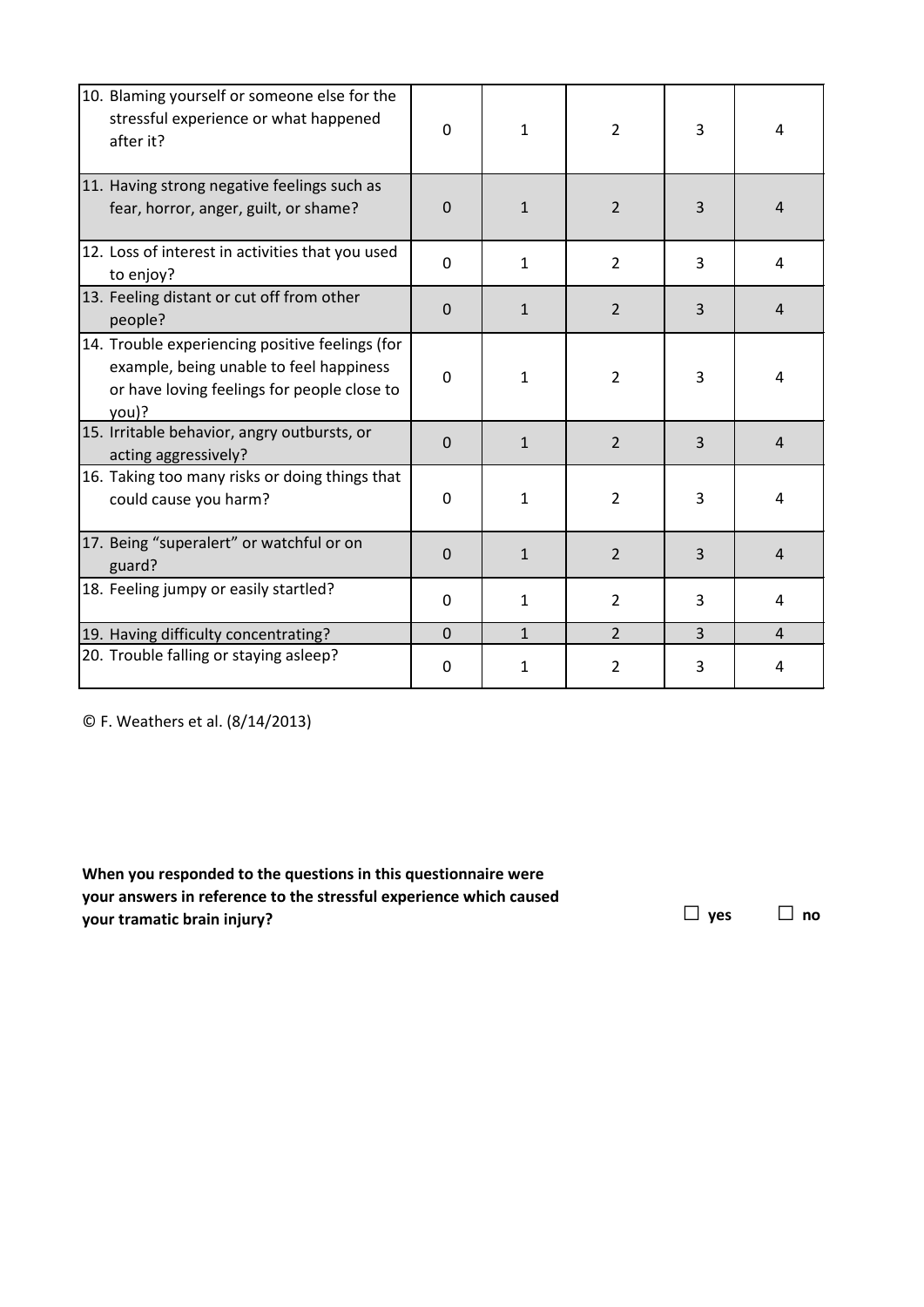| | | | | | |
|---|---|---|---|---|---|
| 10. Blaming yourself or someone else for the stressful experience or what happened after it? | 0 | 1 | 2 | 3 | 4 |
| 11. Having strong negative feelings such as fear, horror, anger, guilt, or shame? | 0 | 1 | 2 | 3 | 4 |
| 12. Loss of interest in activities that you used to enjoy? | 0 | 1 | 2 | 3 | 4 |
| 13. Feeling distant or cut off from other people? | 0 | 1 | 2 | 3 | 4 |
| 14. Trouble experiencing positive feelings (for example, being unable to feel happiness or have loving feelings for people close to you)? | 0 | 1 | 2 | 3 | 4 |
| 15. Irritable behavior, angry outbursts, or acting aggressively? | 0 | 1 | 2 | 3 | 4 |
| 16. Taking too many risks or doing things that could cause you harm? | 0 | 1 | 2 | 3 | 4 |
| 17. Being "superalert" or watchful or on guard? | 0 | 1 | 2 | 3 | 4 |
| 18. Feeling jumpy or easily startled? | 0 | 1 | 2 | 3 | 4 |
| 19. Having difficulty concentrating? | 0 | 1 | 2 | 3 | 4 |
| 20. Trouble falling or staying asleep? | 0 | 1 | 2 | 3 | 4 |

© F. Weathers et al. (8/14/2013)

**When you responded to the questions in this questionnaire were your answers in reference to the stressful experience which caused your tramatic brain injury?** ☐ **yes** ☐ **no**